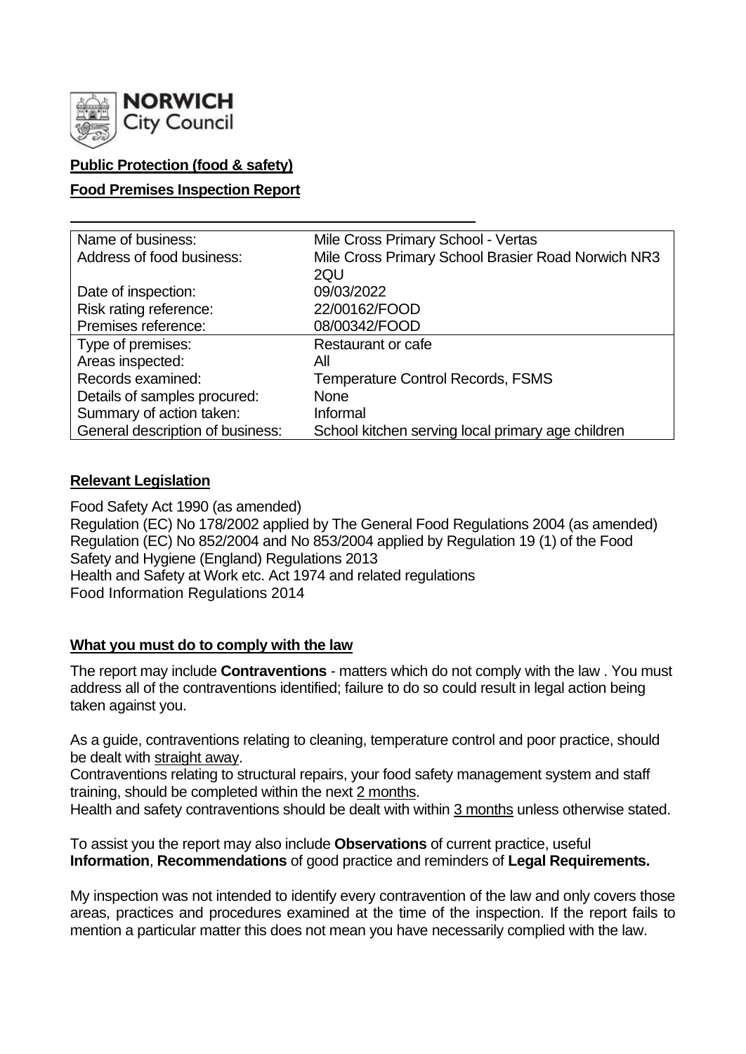NORWICH City Council

**Public Protection (food & safety)**

**Food Premises Inspection Report**

| Name of business: | Mile Cross Primary School - Vertas |
|---|---|
| Address of food business: | Mile Cross Primary School Brasier Road Norwich NR3 2QU |
| Date of inspection: | 09/03/2022 |
| Risk rating reference: | 22/00162/FOOD |
| Premises reference: | 08/00342/FOOD |
| Type of premises: | Restaurant or cafe |
| Areas inspected: | All |
| Records examined: | Temperature Control Records, FSMS |
| Details of samples procured: | None |
| Summary of action taken: | Informal |
| General description of business: | School kitchen serving local primary age children |

## Relevant Legislation

Food Safety Act 1990 (as amended)
Regulation (EC) No 178/2002 applied by The General Food Regulations 2004 (as amended)
Regulation (EC) No 852/2004 and No 853/2004 applied by Regulation 19 (1) of the Food Safety and Hygiene (England) Regulations 2013
Health and Safety at Work etc. Act 1974 and related regulations
Food Information Regulations 2014

## What you must do to comply with the law

The report may include **Contraventions** - matters which do not comply with the law . You must address all of the contraventions identified; failure to do so could result in legal action being taken against you.

As a guide, contraventions relating to cleaning, temperature control and poor practice, should be dealt with straight away.
Contraventions relating to structural repairs, your food safety management system and staff training, should be completed within the next 2 months.
Health and safety contraventions should be dealt with within 3 months unless otherwise stated.

To assist you the report may also include **Observations** of current practice, useful **Information**, **Recommendations** of good practice and reminders of **Legal Requirements.**

My inspection was not intended to identify every contravention of the law and only covers those areas, practices and procedures examined at the time of the inspection. If the report fails to mention a particular matter this does not mean you have necessarily complied with the law.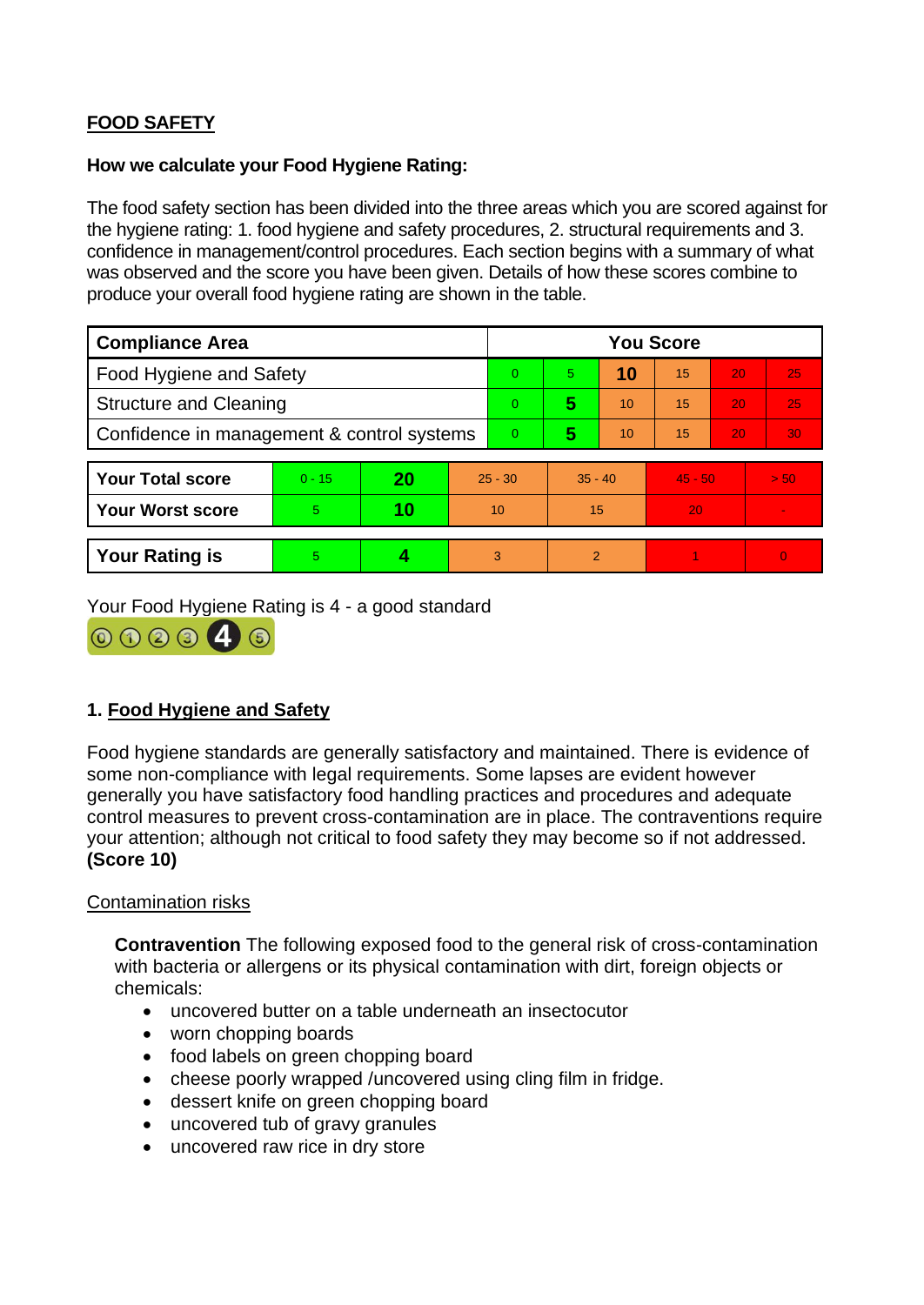**FOOD SAFETY**

**How we calculate your Food Hygiene Rating:**

The food safety section has been divided into the three areas which you are scored against for the hygiene rating: 1. food hygiene and safety procedures, 2. structural requirements and 3. confidence in management/control procedures. Each section begins with a summary of what was observed and the score you have been given. Details of how these scores combine to produce your overall food hygiene rating are shown in the table.

| Compliance Area | You Score | | | | | |
|---|---|---|---|---|---|---|
| Food Hygiene and Safety | 0 | 5 | **10** | 15 | 20 | 25 |
| Structure and Cleaning | 0 | **5** | 10 | 15 | 20 | 25 |
| Confidence in management & control systems | 0 | **5** | 10 | 15 | 20 | 30 |

| | | | | | | |
|---|---|---|---|---|---|---|
| **Your Total score** | 0 - 15 | **20** | 25 - 30 | 35 - 40 | 45 - 50 | > 50 |
| **Your Worst score** | 5 | **10** | 10 | 15 | 20 | - |
| **Your Rating is** | 5 | **4** | 3 | 2 | 1 | 0 |

Your Food Hygiene Rating is 4 - a good standard

## 1. Food Hygiene and Safety

Food hygiene standards are generally satisfactory and maintained. There is evidence of some non-compliance with legal requirements. Some lapses are evident however generally you have satisfactory food handling practices and procedures and adequate control measures to prevent cross-contamination are in place. The contraventions require your attention; although not critical to food safety they may become so if not addressed. **(Score 10)**

Contamination risks

**Contravention** The following exposed food to the general risk of cross-contamination with bacteria or allergens or its physical contamination with dirt, foreign objects or chemicals:

- uncovered butter on a table underneath an insectocutor
- worn chopping boards
- food labels on green chopping board
- cheese poorly wrapped /uncovered using cling film in fridge.
- dessert knife on green chopping board
- uncovered tub of gravy granules
- uncovered raw rice in dry store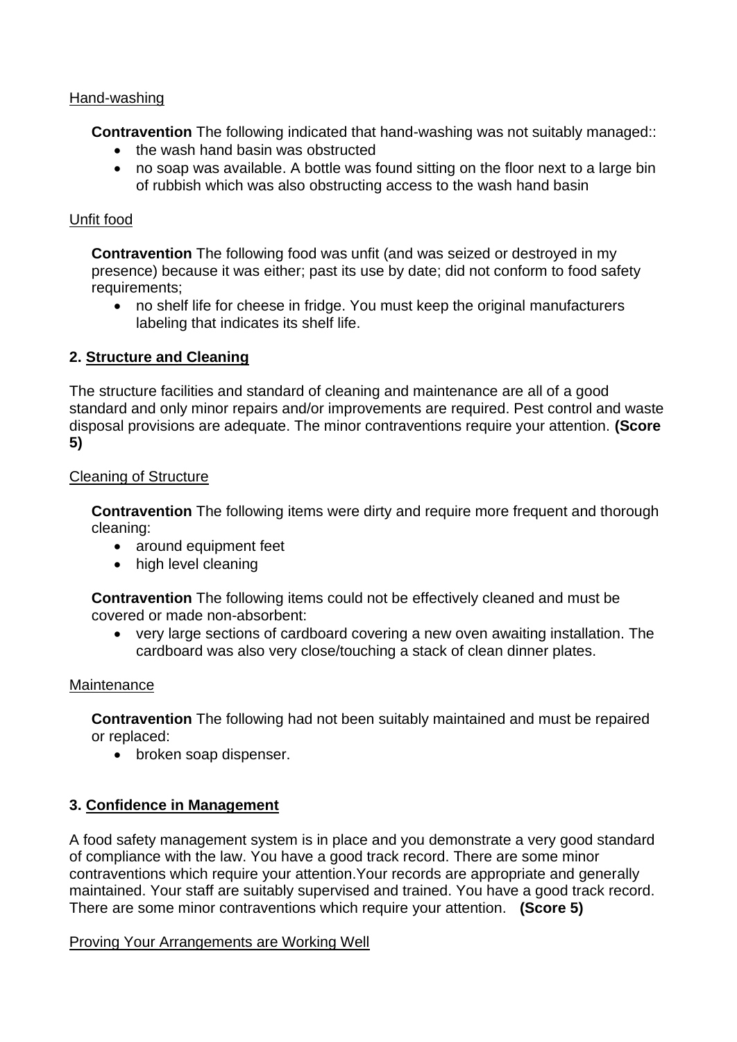Hand-washing

**Contravention** The following indicated that hand-washing was not suitably managed::

- the wash hand basin was obstructed
- no soap was available. A bottle was found sitting on the floor next to a large bin of rubbish which was also obstructing access to the wash hand basin

Unfit food

**Contravention** The following food was unfit (and was seized or destroyed in my presence) because it was either; past its use by date; did not conform to food safety requirements;

- no shelf life for cheese in fridge. You must keep the original manufacturers labeling that indicates its shelf life.

## 2. Structure and Cleaning

The structure facilities and standard of cleaning and maintenance are all of a good standard and only minor repairs and/or improvements are required. Pest control and waste disposal provisions are adequate. The minor contraventions require your attention. **(Score 5)**

Cleaning of Structure

**Contravention** The following items were dirty and require more frequent and thorough cleaning:

- around equipment feet
- high level cleaning

**Contravention** The following items could not be effectively cleaned and must be covered or made non-absorbent:

- very large sections of cardboard covering a new oven awaiting installation. The cardboard was also very close/touching a stack of clean dinner plates.

Maintenance

**Contravention** The following had not been suitably maintained and must be repaired or replaced:

- broken soap dispenser.

## 3. Confidence in Management

A food safety management system is in place and you demonstrate a very good standard of compliance with the law. You have a good track record. There are some minor contraventions which require your attention.Your records are appropriate and generally maintained. Your staff are suitably supervised and trained. You have a good track record. There are some minor contraventions which require your attention. **(Score 5)**

Proving Your Arrangements are Working Well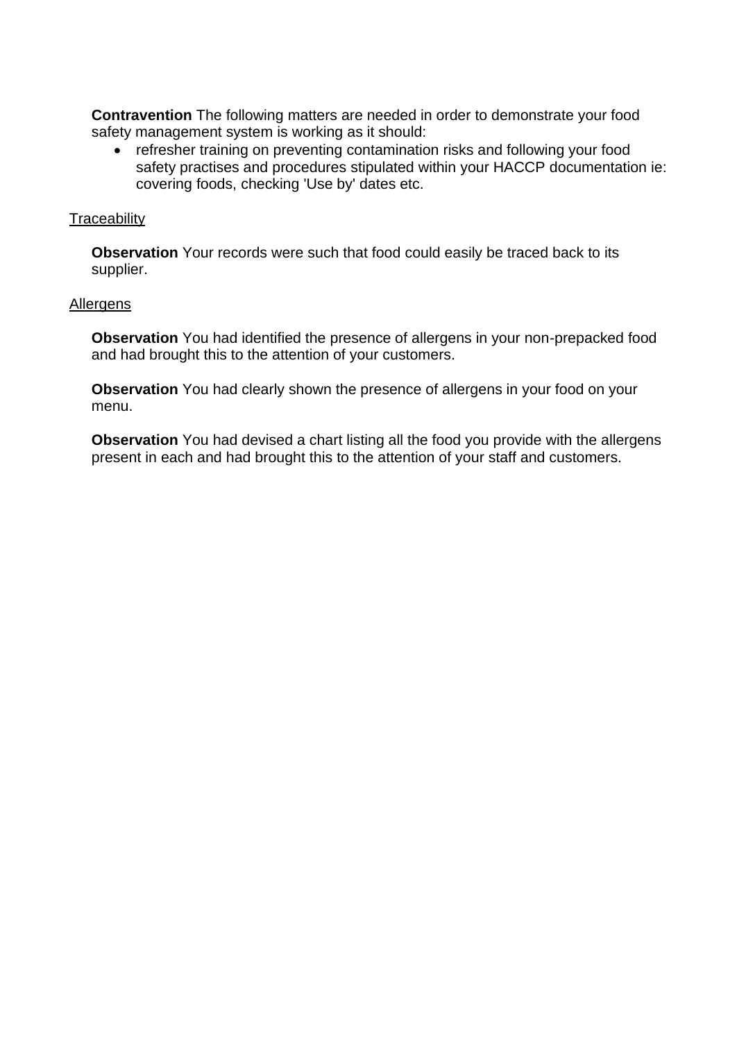**Contravention** The following matters are needed in order to demonstrate your food safety management system is working as it should:

- refresher training on preventing contamination risks and following your food safety practises and procedures stipulated within your HACCP documentation ie: covering foods, checking 'Use by' dates etc.

<u>Traceability</u>

**Observation** Your records were such that food could easily be traced back to its supplier.

<u>Allergens</u>

**Observation** You had identified the presence of allergens in your non-prepacked food and had brought this to the attention of your customers.

**Observation** You had clearly shown the presence of allergens in your food on your menu.

**Observation** You had devised a chart listing all the food you provide with the allergens present in each and had brought this to the attention of your staff and customers.